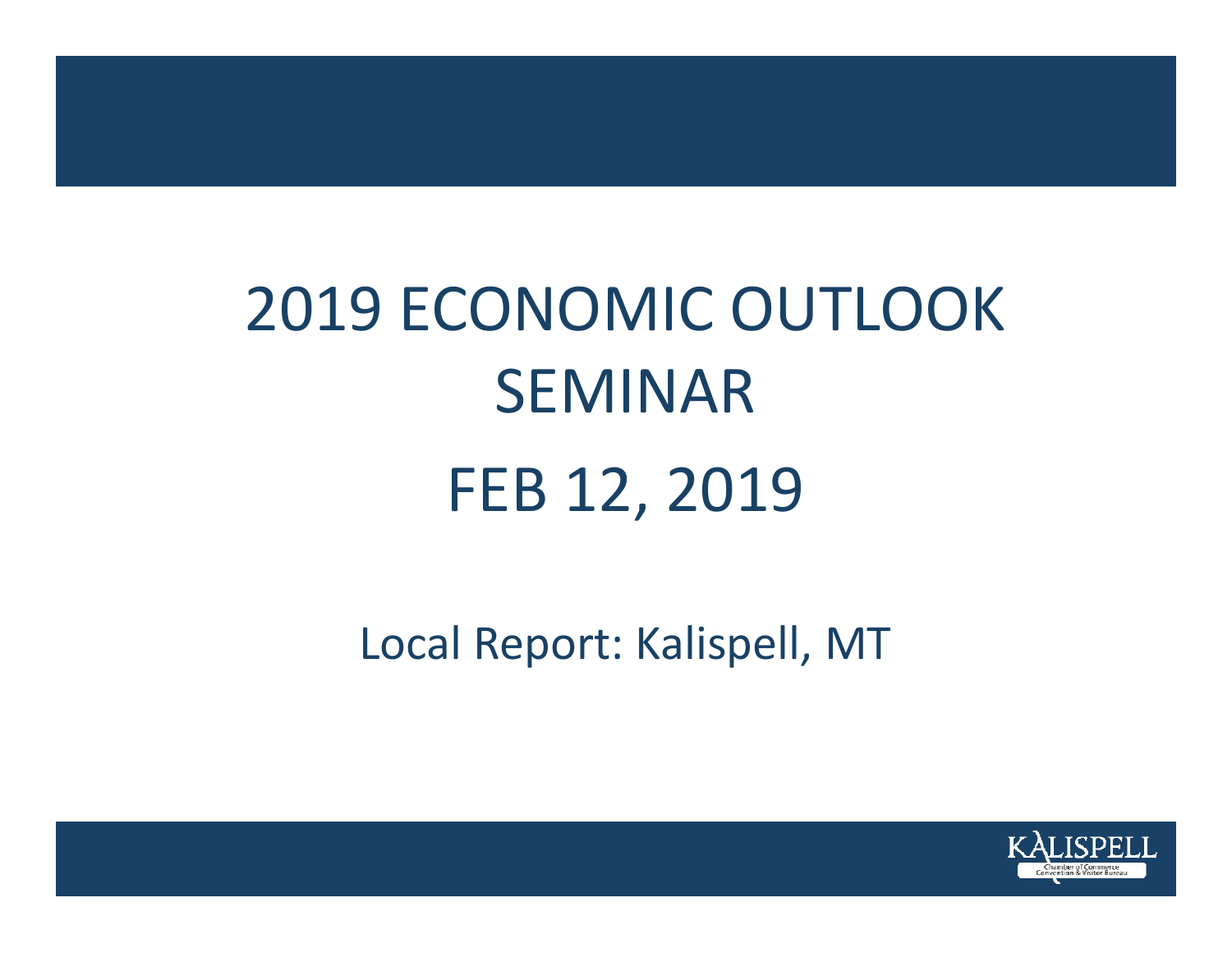# 2019 ECONOMIC OUTLOOK SEMINAR

# FEB 12, 2019

Local Report: Kalispell, MT

KALISPELL Chamber of Commerce Convention & Visitor Bureau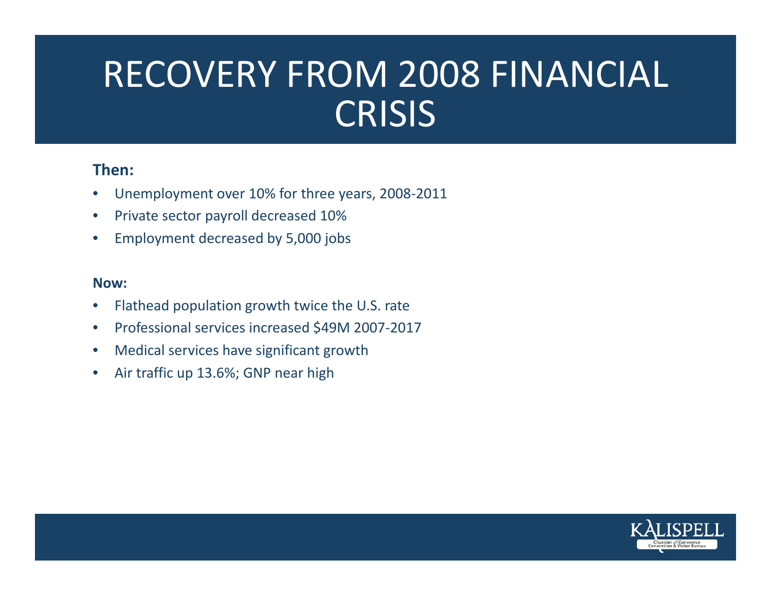# RECOVERY FROM 2008 FINANCIAL CRISIS

**Then:**

- Unemployment over 10% for three years, 2008-2011
- Private sector payroll decreased 10%
- Employment decreased by 5,000 jobs

**Now:**

- Flathead population growth twice the U.S. rate
- Professional services increased $49M 2007-2017
- Medical services have significant growth
- Air traffic up 13.6%; GNP near high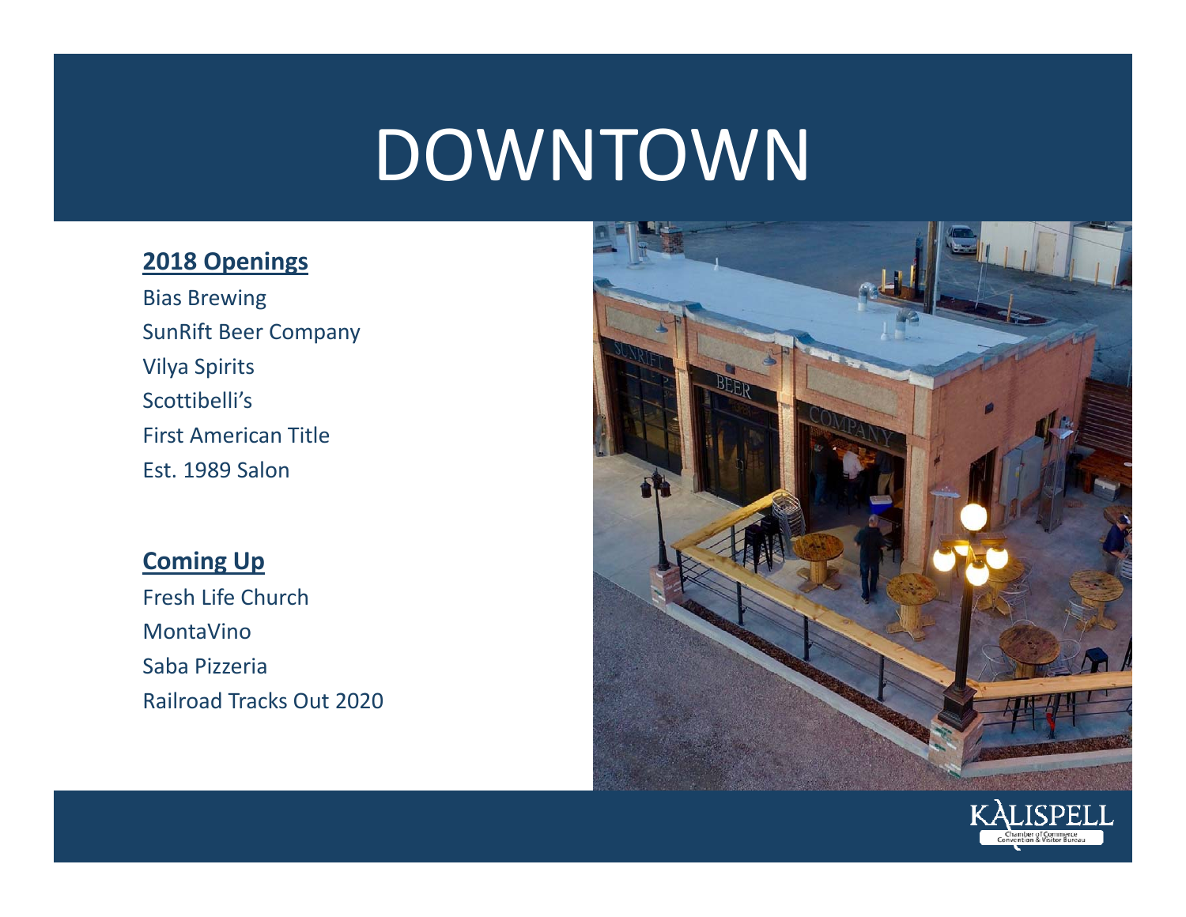# DOWNTOWN

**2018 Openings**

Bias Brewing
SunRift Beer Company
Vilya Spirits
Scottibelli's
First American Title
Est. 1989 Salon

**Coming Up**

Fresh Life Church
MontaVino
Saba Pizzeria
Railroad Tracks Out 2020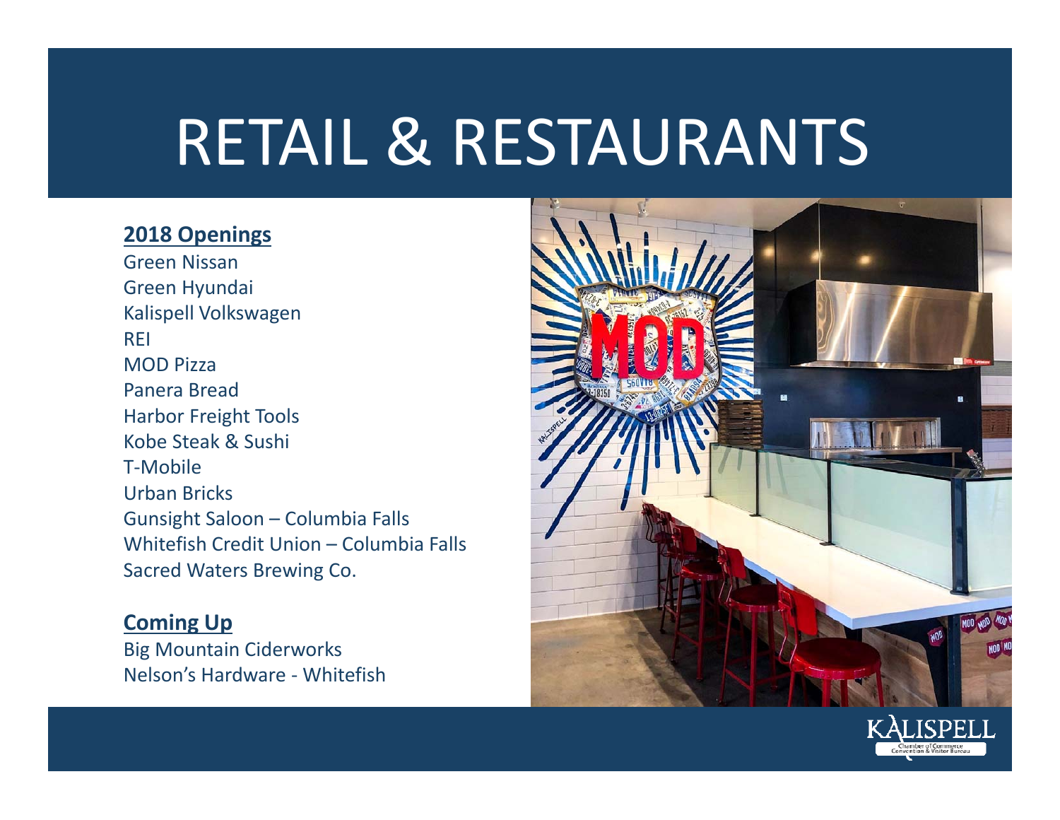# RETAIL & RESTAURANTS

**2018 Openings**

Green Nissan
Green Hyundai
Kalispell Volkswagen
REI
MOD Pizza
Panera Bread
Harbor Freight Tools
Kobe Steak & Sushi
T-Mobile
Urban Bricks
Gunsight Saloon – Columbia Falls
Whitefish Credit Union – Columbia Falls
Sacred Waters Brewing Co.

**Coming Up**

Big Mountain Ciderworks
Nelson's Hardware - Whitefish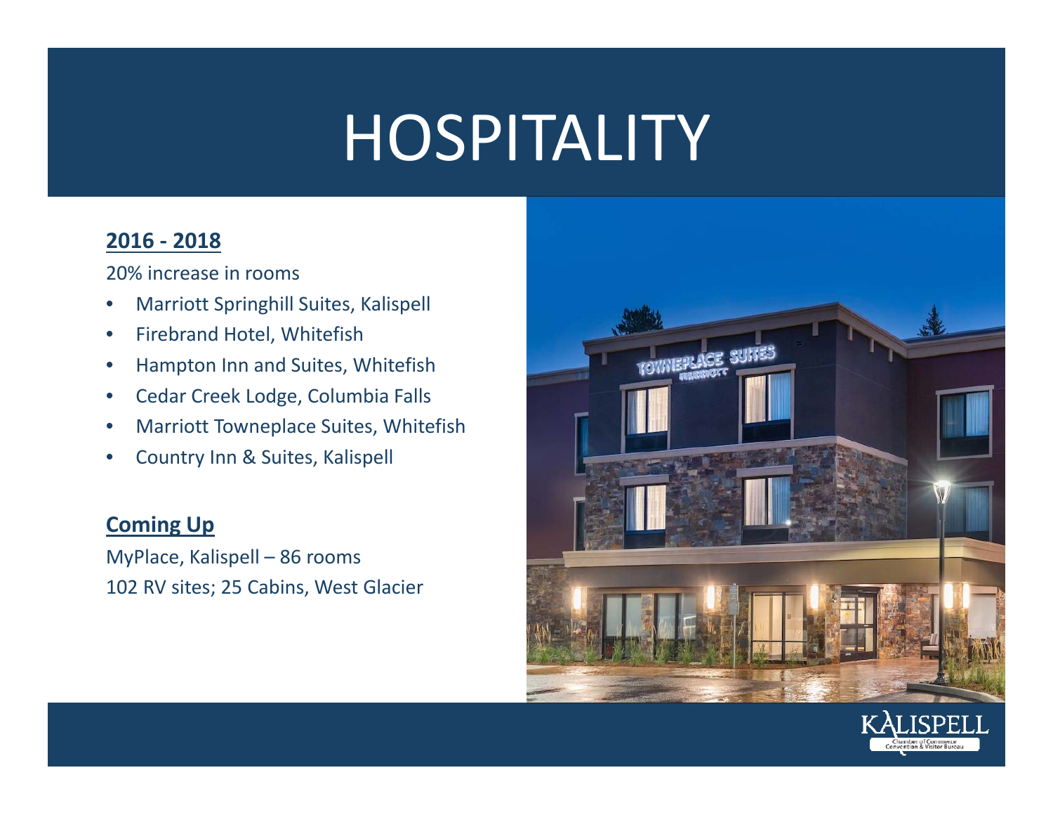# HOSPITALITY

**2016 - 2018**

20% increase in rooms

- Marriott Springhill Suites, Kalispell
- Firebrand Hotel, Whitefish
- Hampton Inn and Suites, Whitefish
- Cedar Creek Lodge, Columbia Falls
- Marriott Towneplace Suites, Whitefish
- Country Inn & Suites, Kalispell

**Coming Up**

MyPlace, Kalispell – 86 rooms

102 RV sites; 25 Cabins, West Glacier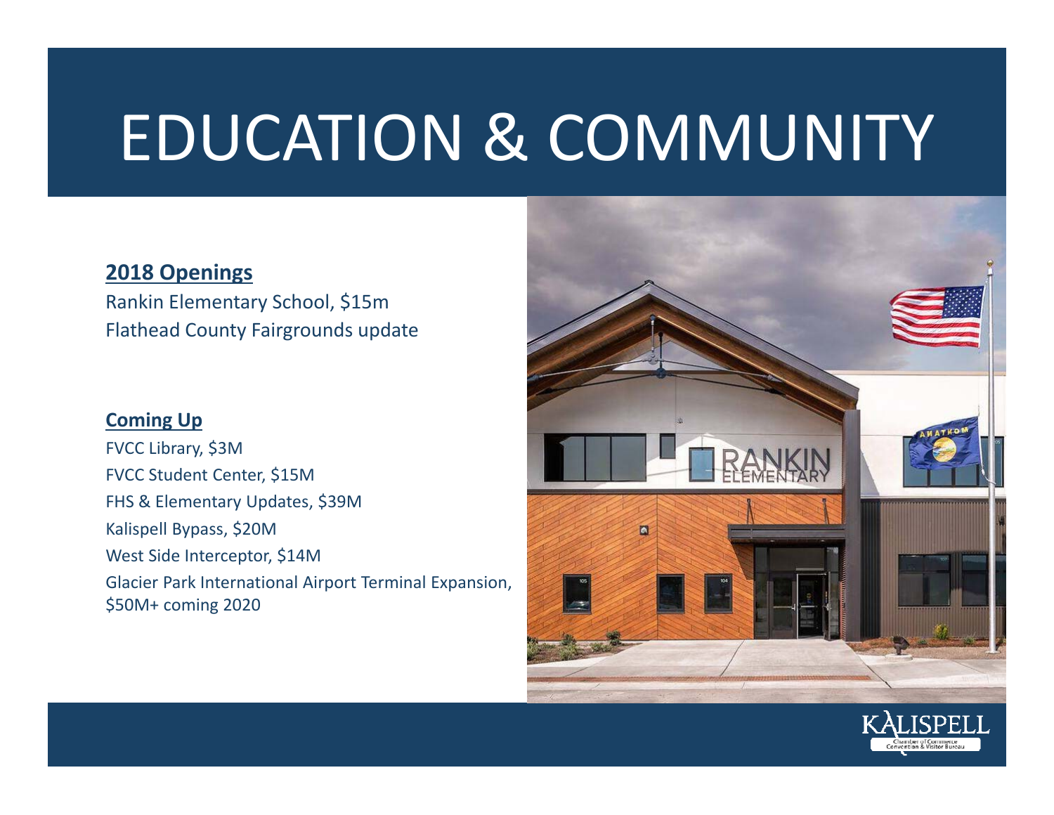# EDUCATION & COMMUNITY

**2018 Openings**

Rankin Elementary School, $15m
Flathead County Fairgrounds update

**Coming Up**

FVCC Library, $3M
FVCC Student Center, $15M
FHS & Elementary Updates, $39M
Kalispell Bypass, $20M
West Side Interceptor, $14M
Glacier Park International Airport Terminal Expansion, $50M+ coming 2020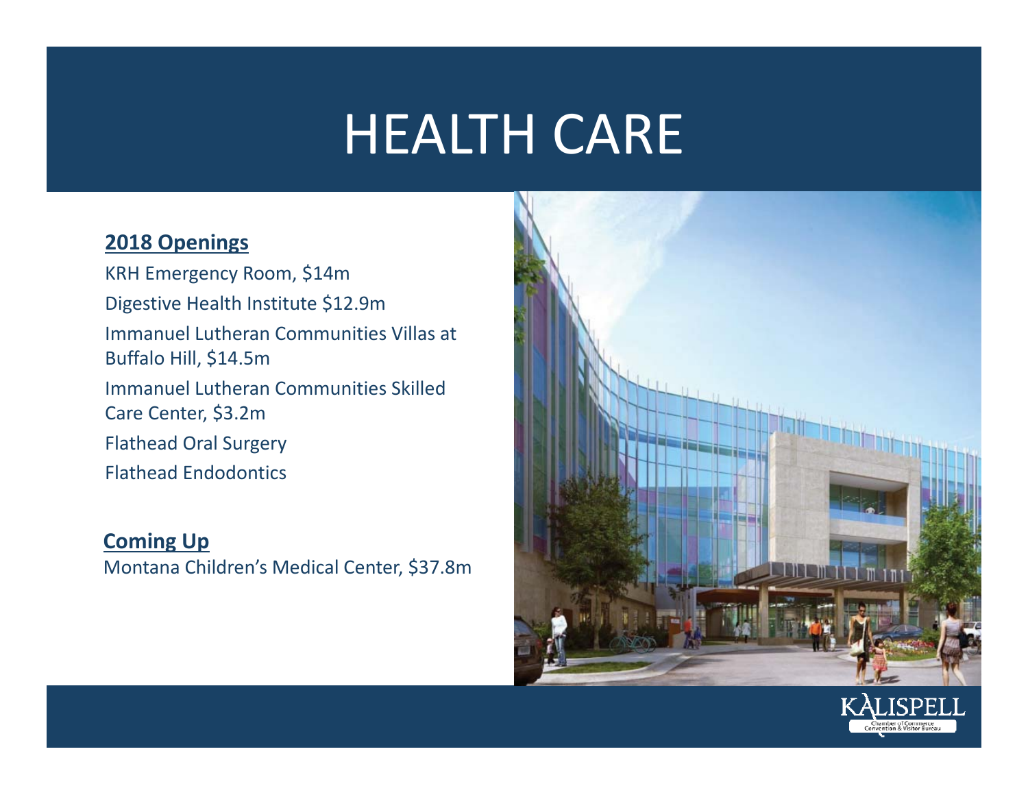# HEALTH CARE

**2018 Openings**

KRH Emergency Room, $14m

Digestive Health Institute $12.9m

Immanuel Lutheran Communities Villas at Buffalo Hill, $14.5m

Immanuel Lutheran Communities Skilled Care Center, $3.2m

Flathead Oral Surgery

Flathead Endodontics

**Coming Up**

Montana Children's Medical Center, $37.8m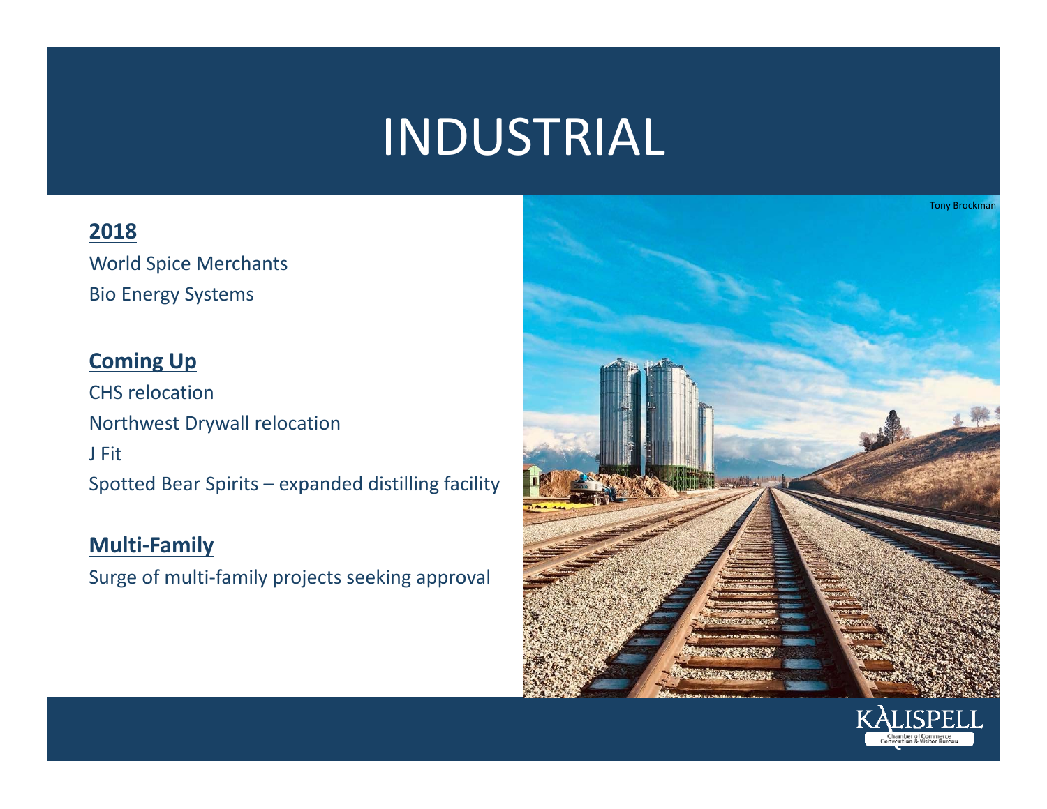# INDUSTRIAL

**2018**

World Spice Merchants

Bio Energy Systems

**Coming Up**

CHS relocation

Northwest Drywall relocation

J Fit

Spotted Bear Spirits – expanded distilling facility

**Multi-Family**

Surge of multi-family projects seeking approval

Tony Brockman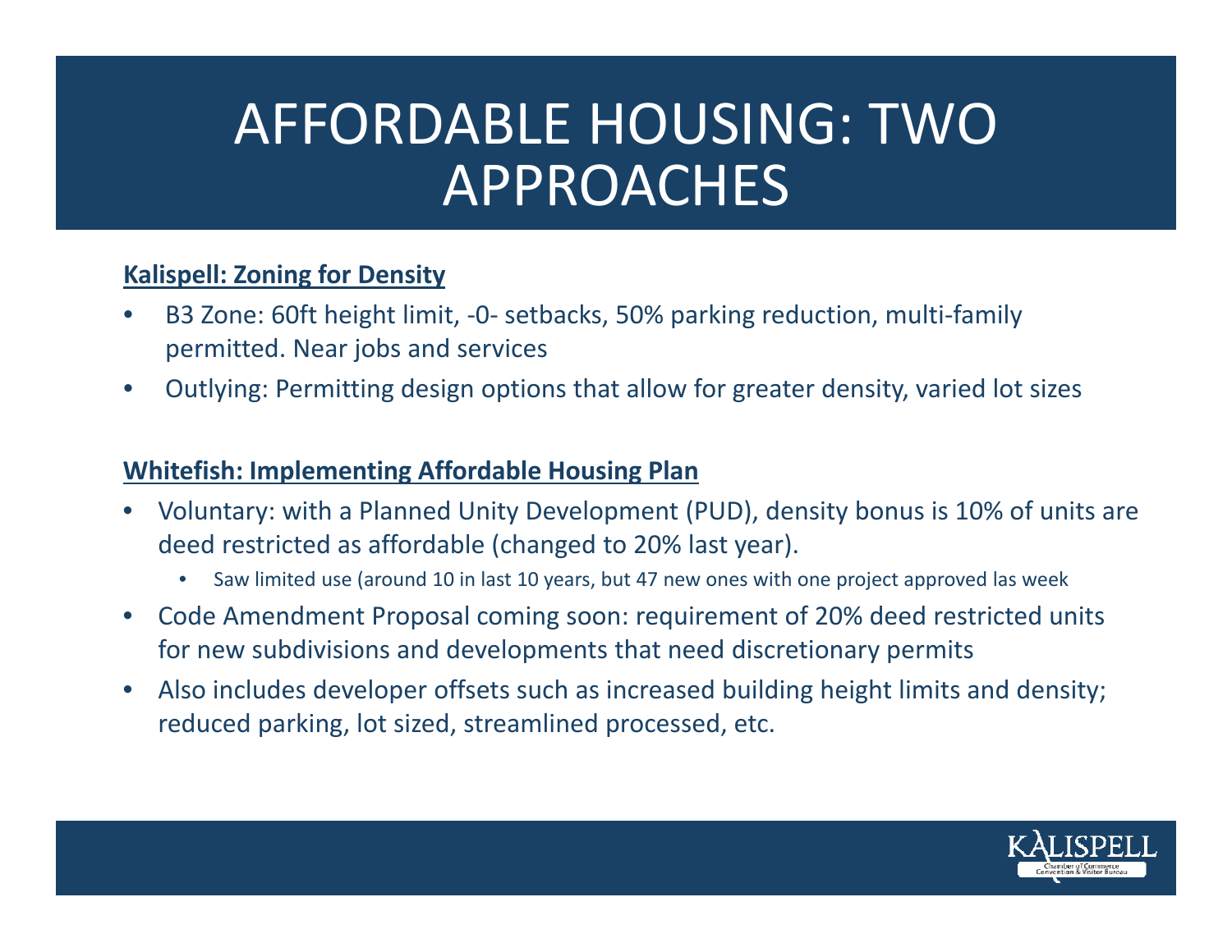# AFFORDABLE HOUSING: TWO APPROACHES

**Kalispell: Zoning for Density**

- B3 Zone: 60ft height limit, -0- setbacks, 50% parking reduction, multi-family permitted. Near jobs and services
- Outlying: Permitting design options that allow for greater density, varied lot sizes

**Whitefish: Implementing Affordable Housing Plan**

- Voluntary: with a Planned Unity Development (PUD), density bonus is 10% of units are deed restricted as affordable (changed to 20% last year).
  - Saw limited use (around 10 in last 10 years, but 47 new ones with one project approved las week
- Code Amendment Proposal coming soon: requirement of 20% deed restricted units for new subdivisions and developments that need discretionary permits
- Also includes developer offsets such as increased building height limits and density; reduced parking, lot sized, streamlined processed, etc.